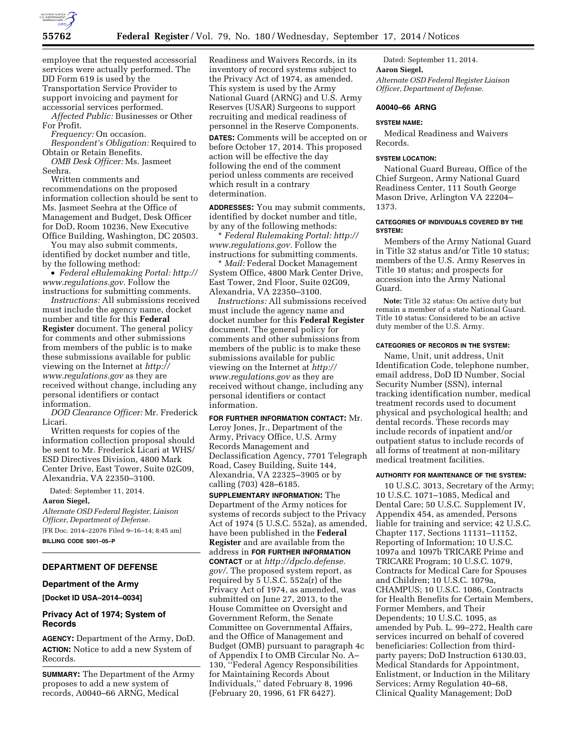employee that the requested accessorial services were actually performed. The DD Form 619 is used by the Transportation Service Provider to support invoicing and payment for accessorial services performed.

*Affected Public:* Businesses or Other For Profit.

*Frequency:* On occasion.

*Respondent's Obligation:* Required to Obtain or Retain Benefits.

*OMB Desk Officer:* Ms. Jasmeet Seehra.

Written comments and recommendations on the proposed information collection should be sent to Ms. Jasmeet Seehra at the Office of Management and Budget, Desk Officer for DoD, Room 10236, New Executive Office Building, Washington, DC 20503.

You may also submit comments, identified by docket number and title, by the following method:

- *Federal eRulemaking Portal: http://www.regulations.gov.* Follow the instructions for submitting comments.

*Instructions:* All submissions received must include the agency name, docket number and title for this **Federal Register** document. The general policy for comments and other submissions from members of the public is to make these submissions available for public viewing on the Internet at *http://www.regulations.gov* as they are received without change, including any personal identifiers or contact information.

*DOD Clearance Officer:* Mr. Frederick Licari.

Written requests for copies of the information collection proposal should be sent to Mr. Frederick Licari at WHS/ESD Directives Division, 4800 Mark Center Drive, East Tower, Suite 02G09, Alexandria, VA 22350–3100.

Dated: September 11, 2014.

**Aaron Siegel,**

*Alternate OSD Federal Register, Liaison Officer, Department of Defense.*

[FR Doc. 2014–22076 Filed 9–16–14; 8:45 am]

**BILLING CODE 5001–05–P**

## DEPARTMENT OF DEFENSE

### Department of the Army

**[Docket ID USA–2014–0034]**

### Privacy Act of 1974; System of Records

**AGENCY:** Department of the Army, DoD.

**ACTION:** Notice to add a new System of Records.

**SUMMARY:** The Department of the Army proposes to add a new system of records, A0040–66 ARNG, Medical Readiness and Waivers Records, in its inventory of record systems subject to the Privacy Act of 1974, as amended. This system is used by the Army National Guard (ARNG) and U.S. Army Reserves (USAR) Surgeons to support recruiting and medical readiness of personnel in the Reserve Components.

**DATES:** Comments will be accepted on or before October 17, 2014. This proposed action will be effective the day following the end of the comment period unless comments are received which result in a contrary determination.

**ADDRESSES:** You may submit comments, identified by docket number and title, by any of the following methods:

\* *Federal Rulemaking Portal: http://www.regulations.gov.* Follow the instructions for submitting comments.

\* *Mail:* Federal Docket Management System Office, 4800 Mark Center Drive, East Tower, 2nd Floor, Suite 02G09, Alexandria, VA 22350–3100.

*Instructions:* All submissions received must include the agency name and docket number for this **Federal Register** document. The general policy for comments and other submissions from members of the public is to make these submissions available for public viewing on the Internet at *http://www.regulations.gov* as they are received without change, including any personal identifiers or contact information.

**FOR FURTHER INFORMATION CONTACT:** Mr. Leroy Jones, Jr., Department of the Army, Privacy Office, U.S. Army Records Management and Declassification Agency, 7701 Telegraph Road, Casey Building, Suite 144, Alexandria, VA 22325–3905 or by calling (703) 428–6185.

**SUPPLEMENTARY INFORMATION:** The Department of the Army notices for systems of records subject to the Privacy Act of 1974 (5 U.S.C. 552a), as amended, have been published in the **Federal Register** and are available from the address in **FOR FURTHER INFORMATION CONTACT** or at *http://dpclo.defense.gov/.* The proposed system report, as required by 5 U.S.C. 552a(r) of the Privacy Act of 1974, as amended, was submitted on June 27, 2013, to the House Committee on Oversight and Government Reform, the Senate Committee on Governmental Affairs, and the Office of Management and Budget (OMB) pursuant to paragraph 4c of Appendix I to OMB Circular No. A–130, "Federal Agency Responsibilities for Maintaining Records About Individuals," dated February 8, 1996 (February 20, 1996, 61 FR 6427).

Dated: September 11, 2014.

**Aaron Siegel,**

*Alternate OSD Federal Register Liaison Officer, Department of Defense.*

**A0040–66 ARNG**

**SYSTEM NAME:**

Medical Readiness and Waivers Records.

**SYSTEM LOCATION:**

National Guard Bureau, Office of the Chief Surgeon, Army National Guard Readiness Center, 111 South George Mason Drive, Arlington VA 22204–1373.

**CATEGORIES OF INDIVIDUALS COVERED BY THE SYSTEM:**

Members of the Army National Guard in Title 32 status and/or Title 10 status; members of the U.S. Army Reserves in Title 10 status; and prospects for accession into the Army National Guard.

**Note:** Title 32 status: On active duty but remain a member of a state National Guard. Title 10 status: Considered to be an active duty member of the U.S. Army.

**CATEGORIES OF RECORDS IN THE SYSTEM:**

Name, Unit, unit address, Unit Identification Code, telephone number, email address, DoD ID Number, Social Security Number (SSN), internal tracking identification number, medical treatment records used to document physical and psychological health; and dental records. These records may include records of inpatient and/or outpatient status to include records of all forms of treatment at non-military medical treatment facilities.

**AUTHORITY FOR MAINTENANCE OF THE SYSTEM:**

10 U.S.C. 3013, Secretary of the Army; 10 U.S.C. 1071–1085, Medical and Dental Care; 50 U.S.C. Supplement IV, Appendix 454, as amended, Persons liable for training and service; 42 U.S.C. Chapter 117, Sections 11131–11152, Reporting of Information; 10 U.S.C. 1097a and 1097b TRICARE Prime and TRICARE Program; 10 U.S.C. 1079, Contracts for Medical Care for Spouses and Children; 10 U.S.C. 1079a, CHAMPUS; 10 U.S.C. 1086, Contracts for Health Benefits for Certain Members, Former Members, and Their Dependents; 10 U.S.C. 1095, as amended by Pub. L. 99–272, Health care services incurred on behalf of covered beneficiaries: Collection from third-party payers; DoD Instruction 6130.03, Medical Standards for Appointment, Enlistment, or Induction in the Military Services; Army Regulation 40–68, Clinical Quality Management; DoD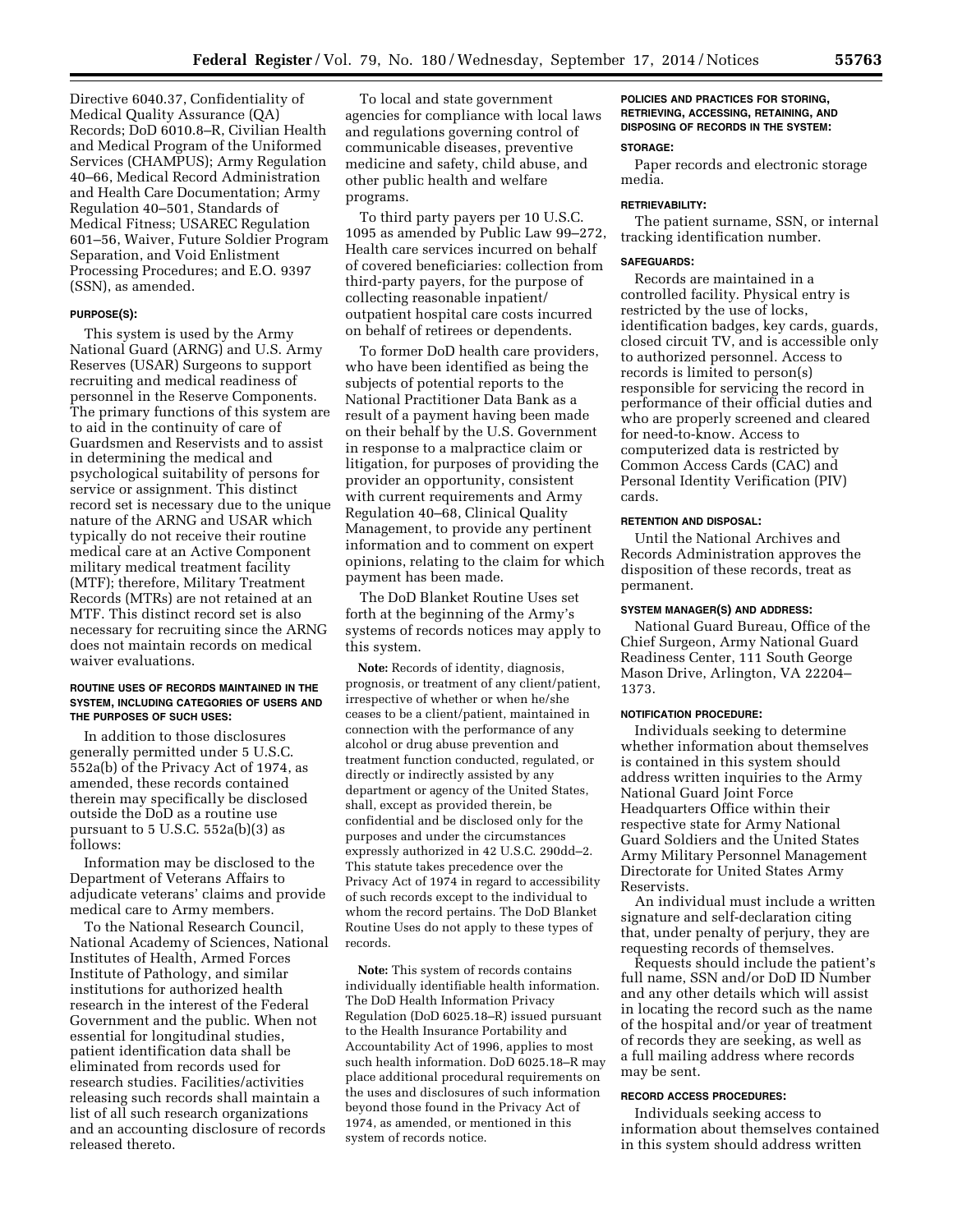Directive 6040.37, Confidentiality of Medical Quality Assurance (QA) Records; DoD 6010.8–R, Civilian Health and Medical Program of the Uniformed Services (CHAMPUS); Army Regulation 40–66, Medical Record Administration and Health Care Documentation; Army Regulation 40–501, Standards of Medical Fitness; USAREC Regulation 601–56, Waiver, Future Soldier Program Separation, and Void Enlistment Processing Procedures; and E.O. 9397 (SSN), as amended.

#### PURPOSE(S):

This system is used by the Army National Guard (ARNG) and U.S. Army Reserves (USAR) Surgeons to support recruiting and medical readiness of personnel in the Reserve Components. The primary functions of this system are to aid in the continuity of care of Guardsmen and Reservists and to assist in determining the medical and psychological suitability of persons for service or assignment. This distinct record set is necessary due to the unique nature of the ARNG and USAR which typically do not receive their routine medical care at an Active Component military medical treatment facility (MTF); therefore, Military Treatment Records (MTRs) are not retained at an MTF. This distinct record set is also necessary for recruiting since the ARNG does not maintain records on medical waiver evaluations.

#### ROUTINE USES OF RECORDS MAINTAINED IN THE SYSTEM, INCLUDING CATEGORIES OF USERS AND THE PURPOSES OF SUCH USES:

In addition to those disclosures generally permitted under 5 U.S.C. 552a(b) of the Privacy Act of 1974, as amended, these records contained therein may specifically be disclosed outside the DoD as a routine use pursuant to 5 U.S.C. 552a(b)(3) as follows:

Information may be disclosed to the Department of Veterans Affairs to adjudicate veterans' claims and provide medical care to Army members.

To the National Research Council, National Academy of Sciences, National Institutes of Health, Armed Forces Institute of Pathology, and similar institutions for authorized health research in the interest of the Federal Government and the public. When not essential for longitudinal studies, patient identification data shall be eliminated from records used for research studies. Facilities/activities releasing such records shall maintain a list of all such research organizations and an accounting disclosure of records released thereto.

To local and state government agencies for compliance with local laws and regulations governing control of communicable diseases, preventive medicine and safety, child abuse, and other public health and welfare programs.

To third party payers per 10 U.S.C. 1095 as amended by Public Law 99–272, Health care services incurred on behalf of covered beneficiaries: collection from third-party payers, for the purpose of collecting reasonable inpatient/outpatient hospital care costs incurred on behalf of retirees or dependents.

To former DoD health care providers, who have been identified as being the subjects of potential reports to the National Practitioner Data Bank as a result of a payment having been made on their behalf by the U.S. Government in response to a malpractice claim or litigation, for purposes of providing the provider an opportunity, consistent with current requirements and Army Regulation 40–68, Clinical Quality Management, to provide any pertinent information and to comment on expert opinions, relating to the claim for which payment has been made.

The DoD Blanket Routine Uses set forth at the beginning of the Army's systems of records notices may apply to this system.

**Note:** Records of identity, diagnosis, prognosis, or treatment of any client/patient, irrespective of whether or when he/she ceases to be a client/patient, maintained in connection with the performance of any alcohol or drug abuse prevention and treatment function conducted, regulated, or directly or indirectly assisted by any department or agency of the United States, shall, except as provided therein, be confidential and be disclosed only for the purposes and under the circumstances expressly authorized in 42 U.S.C. 290dd–2. This statute takes precedence over the Privacy Act of 1974 in regard to accessibility of such records except to the individual to whom the record pertains. The DoD Blanket Routine Uses do not apply to these types of records.

**Note:** This system of records contains individually identifiable health information. The DoD Health Information Privacy Regulation (DoD 6025.18–R) issued pursuant to the Health Insurance Portability and Accountability Act of 1996, applies to most such health information. DoD 6025.18–R may place additional procedural requirements on the uses and disclosures of such information beyond those found in the Privacy Act of 1974, as amended, or mentioned in this system of records notice.

#### POLICIES AND PRACTICES FOR STORING, RETRIEVING, ACCESSING, RETAINING, AND DISPOSING OF RECORDS IN THE SYSTEM:

#### STORAGE:

Paper records and electronic storage media.

#### RETRIEVABILITY:

The patient surname, SSN, or internal tracking identification number.

#### SAFEGUARDS:

Records are maintained in a controlled facility. Physical entry is restricted by the use of locks, identification badges, key cards, guards, closed circuit TV, and is accessible only to authorized personnel. Access to records is limited to person(s) responsible for servicing the record in performance of their official duties and who are properly screened and cleared for need-to-know. Access to computerized data is restricted by Common Access Cards (CAC) and Personal Identity Verification (PIV) cards.

#### RETENTION AND DISPOSAL:

Until the National Archives and Records Administration approves the disposition of these records, treat as permanent.

#### SYSTEM MANAGER(S) AND ADDRESS:

National Guard Bureau, Office of the Chief Surgeon, Army National Guard Readiness Center, 111 South George Mason Drive, Arlington, VA 22204–1373.

#### NOTIFICATION PROCEDURE:

Individuals seeking to determine whether information about themselves is contained in this system should address written inquiries to the Army National Guard Joint Force Headquarters Office within their respective state for Army National Guard Soldiers and the United States Army Military Personnel Management Directorate for United States Army Reservists.

An individual must include a written signature and self-declaration citing that, under penalty of perjury, they are requesting records of themselves.

Requests should include the patient's full name, SSN and/or DoD ID Number and any other details which will assist in locating the record such as the name of the hospital and/or year of treatment of records they are seeking, as well as a full mailing address where records may be sent.

#### RECORD ACCESS PROCEDURES:

Individuals seeking access to information about themselves contained in this system should address written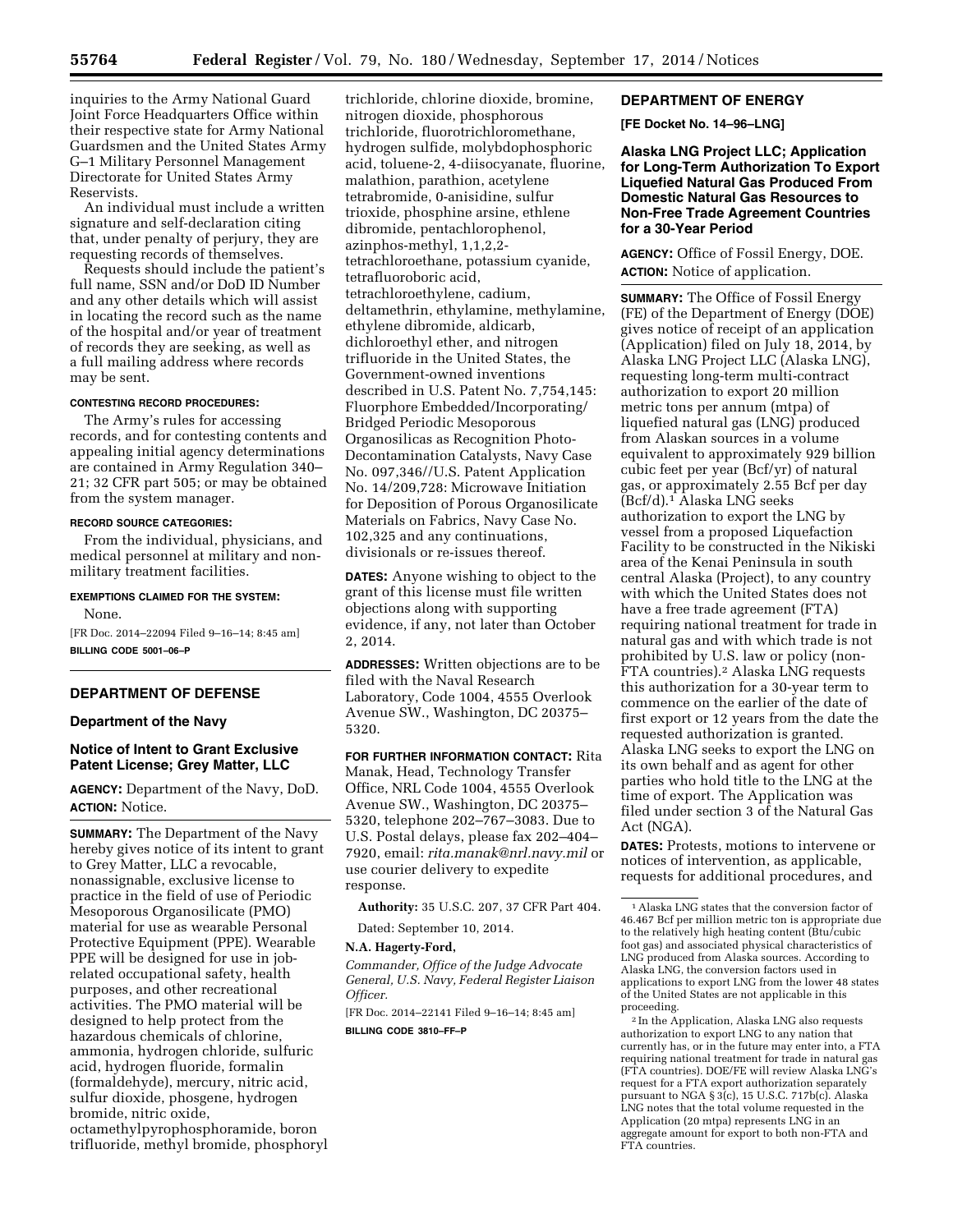inquiries to the Army National Guard Joint Force Headquarters Office within their respective state for Army National Guardsmen and the United States Army G–1 Military Personnel Management Directorate for United States Army Reservists.

An individual must include a written signature and self-declaration citing that, under penalty of perjury, they are requesting records of themselves.

Requests should include the patient's full name, SSN and/or DoD ID Number and any other details which will assist in locating the record such as the name of the hospital and/or year of treatment of records they are seeking, as well as a full mailing address where records may be sent.

**CONTESTING RECORD PROCEDURES:**

The Army's rules for accessing records, and for contesting contents and appealing initial agency determinations are contained in Army Regulation 340–21; 32 CFR part 505; or may be obtained from the system manager.

**RECORD SOURCE CATEGORIES:**

From the individual, physicians, and medical personnel at military and non-military treatment facilities.

**EXEMPTIONS CLAIMED FOR THE SYSTEM:**

None.

[FR Doc. 2014–22094 Filed 9–16–14; 8:45 am]

**BILLING CODE 5001–06–P**

## DEPARTMENT OF DEFENSE

### Department of the Navy

### Notice of Intent to Grant Exclusive Patent License; Grey Matter, LLC

**AGENCY:** Department of the Navy, DoD.

**ACTION:** Notice.

**SUMMARY:** The Department of the Navy hereby gives notice of its intent to grant to Grey Matter, LLC a revocable, nonassignable, exclusive license to practice in the field of use of Periodic Mesoporous Organosilicate (PMO) material for use as wearable Personal Protective Equipment (PPE). Wearable PPE will be designed for use in job-related occupational safety, health purposes, and other recreational activities. The PMO material will be designed to help protect from the hazardous chemicals of chlorine, ammonia, hydrogen chloride, sulfuric acid, hydrogen fluoride, formalin (formaldehyde), mercury, nitric acid, sulfur dioxide, phosgene, hydrogen bromide, nitric oxide, octamethylpyrophosphoramide, boron trifluoride, methyl bromide, phosphoryl trichloride, chlorine dioxide, bromine, nitrogen dioxide, phosphorous trichloride, fluorotrichloromethane, hydrogen sulfide, molybdophosphoric acid, toluene-2, 4-diisocyanate, fluorine, malathion, parathion, acetylene tetrabromide, 0-anisidine, sulfur trioxide, phosphine arsine, ethlene dibromide, pentachlorophenol, azinphos-methyl, 1,1,2,2-tetrachloroethane, potassium cyanide, tetrafluoroboric acid, tetrachloroethylene, cadium, deltamethrin, ethylamine, methylamine, ethylene dibromide, aldicarb, dichloroethyl ether, and nitrogen trifluoride in the United States, the Government-owned inventions described in U.S. Patent No. 7,754,145: Fluorphore Embedded/Incorporating/Bridged Periodic Mesoporous Organosilicas as Recognition Photo-Decontamination Catalysts, Navy Case No. 097,346//U.S. Patent Application No. 14/209,728: Microwave Initiation for Deposition of Porous Organosilicate Materials on Fabrics, Navy Case No. 102,325 and any continuations, divisionals or re-issues thereof.

**DATES:** Anyone wishing to object to the grant of this license must file written objections along with supporting evidence, if any, not later than October 2, 2014.

**ADDRESSES:** Written objections are to be filed with the Naval Research Laboratory, Code 1004, 4555 Overlook Avenue SW., Washington, DC 20375–5320.

**FOR FURTHER INFORMATION CONTACT:** Rita Manak, Head, Technology Transfer Office, NRL Code 1004, 4555 Overlook Avenue SW., Washington, DC 20375–5320, telephone 202–767–3083. Due to U.S. Postal delays, please fax 202–404–7920, email: *rita.manak@nrl.navy.mil* or use courier delivery to expedite response.

**Authority:** 35 U.S.C. 207, 37 CFR Part 404.

Dated: September 10, 2014.

**N.A. Hagerty-Ford,**

*Commander, Office of the Judge Advocate General, U.S. Navy, Federal Register Liaison Officer.*

[FR Doc. 2014–22141 Filed 9–16–14; 8:45 am]

**BILLING CODE 3810–FF–P**

## DEPARTMENT OF ENERGY

**[FE Docket No. 14–96–LNG]**

### Alaska LNG Project LLC; Application for Long-Term Authorization To Export Liquefied Natural Gas Produced From Domestic Natural Gas Resources to Non-Free Trade Agreement Countries for a 30-Year Period

**AGENCY:** Office of Fossil Energy, DOE.

**ACTION:** Notice of application.

**SUMMARY:** The Office of Fossil Energy (FE) of the Department of Energy (DOE) gives notice of receipt of an application (Application) filed on July 18, 2014, by Alaska LNG Project LLC (Alaska LNG), requesting long-term multi-contract authorization to export 20 million metric tons per annum (mtpa) of liquefied natural gas (LNG) produced from Alaskan sources in a volume equivalent to approximately 929 billion cubic feet per year (Bcf/yr) of natural gas, or approximately 2.55 Bcf per day (Bcf/d).[1] Alaska LNG seeks authorization to export the LNG by vessel from a proposed Liquefaction Facility to be constructed in the Nikiski area of the Kenai Peninsula in south central Alaska (Project), to any country with which the United States does not have a free trade agreement (FTA) requiring national treatment for trade in natural gas and with which trade is not prohibited by U.S. law or policy (non-FTA countries).[2] Alaska LNG requests this authorization for a 30-year term to commence on the earlier of the date of first export or 12 years from the date the requested authorization is granted. Alaska LNG seeks to export the LNG on its own behalf and as agent for other parties who hold title to the LNG at the time of export. The Application was filed under section 3 of the Natural Gas Act (NGA).

**DATES:** Protests, motions to intervene or notices of intervention, as applicable, requests for additional procedures, and

[1] Alaska LNG states that the conversion factor of 46.467 Bcf per million metric ton is appropriate due to the relatively high heating content (Btu/cubic foot gas) and associated physical characteristics of LNG produced from Alaska sources. According to Alaska LNG, the conversion factors used in applications to export LNG from the lower 48 states of the United States are not applicable in this proceeding.

[2] In the Application, Alaska LNG also requests authorization to export LNG to any nation that currently has, or in the future may enter into, a FTA requiring national treatment for trade in natural gas (FTA countries). DOE/FE will review Alaska LNG's request for a FTA export authorization separately pursuant to NGA § 3(c), 15 U.S.C. 717b(c). Alaska LNG notes that the total volume requested in the Application (20 mtpa) represents LNG in an aggregate amount for export to both non-FTA and FTA countries.